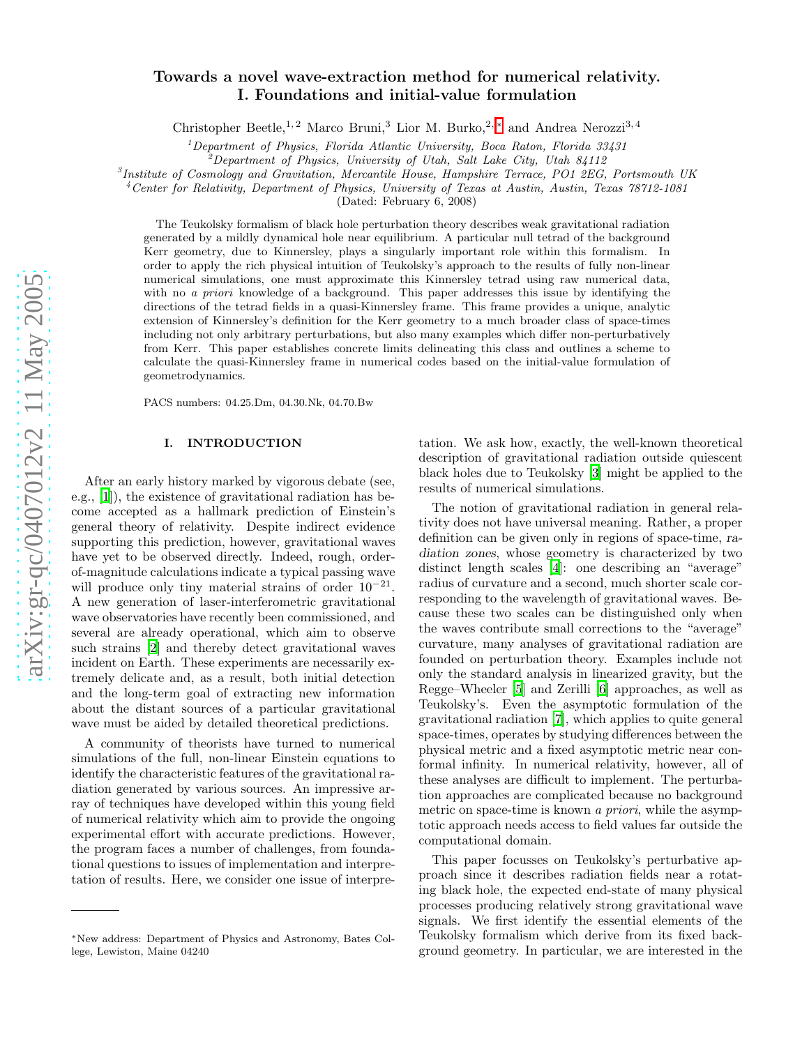# Towards a novel wave-extraction method for numerical relativity. I. Foundations and initial-value formulation

Christopher Beetle,[1,2] Marco Bruni,[3] Lior M. Burko,[2,*] and Andrea Nerozzi[3,4]

[1] *Department of Physics, Florida Atlantic University, Boca Raton, Florida 33431*
[2] *Department of Physics, University of Utah, Salt Lake City, Utah 84112*
[3] *Institute of Cosmology and Gravitation, Mercantile House, Hampshire Terrace, PO1 2EG, Portsmouth UK*
[4] *Center for Relativity, Department of Physics, University of Texas at Austin, Austin, Texas 78712-1081*

(Dated: February 6, 2008)

The Teukolsky formalism of black hole perturbation theory describes weak gravitational radiation generated by a mildly dynamical hole near equilibrium. A particular null tetrad of the background Kerr geometry, due to Kinnersley, plays a singularly important role within this formalism. In order to apply the rich physical intuition of Teukolsky's approach to the results of fully non-linear numerical simulations, one must approximate this Kinnersley tetrad using raw numerical data, with no *a priori* knowledge of a background. This paper addresses this issue by identifying the directions of the tetrad fields in a quasi-Kinnersley frame. This frame provides a unique, analytic extension of Kinnersley's definition for the Kerr geometry to a much broader class of space-times including not only arbitrary perturbations, but also many examples which differ non-perturbatively from Kerr. This paper establishes concrete limits delineating this class and outlines a scheme to calculate the quasi-Kinnersley frame in numerical codes based on the initial-value formulation of geometrodynamics.

PACS numbers: 04.25.Dm, 04.30.Nk, 04.70.Bw

## I. INTRODUCTION

After an early history marked by vigorous debate (see, e.g., [1]), the existence of gravitational radiation has become accepted as a hallmark prediction of Einstein's general theory of relativity. Despite indirect evidence supporting this prediction, however, gravitational waves have yet to be observed directly. Indeed, rough, order-of-magnitude calculations indicate a typical passing wave will produce only tiny material strains of order $10^{-21}$. A new generation of laser-interferometric gravitational wave observatories have recently been commissioned, and several are already operational, which aim to observe such strains [2] and thereby detect gravitational waves incident on Earth. These experiments are necessarily extremely delicate and, as a result, both initial detection and the long-term goal of extracting new information about the distant sources of a particular gravitational wave must be aided by detailed theoretical predictions.

A community of theorists have turned to numerical simulations of the full, non-linear Einstein equations to identify the characteristic features of the gravitational radiation generated by various sources. An impressive array of techniques have developed within this young field of numerical relativity which aim to provide the ongoing experimental effort with accurate predictions. However, the program faces a number of challenges, from foundational questions to issues of implementation and interpretation of results. Here, we consider one issue of interpretation. We ask how, exactly, the well-known theoretical description of gravitational radiation outside quiescent black holes due to Teukolsky [3] might be applied to the results of numerical simulations.

The notion of gravitational radiation in general relativity does not have universal meaning. Rather, a proper definition can be given only in regions of space-time, *radiation zones*, whose geometry is characterized by two distinct length scales [4]: one describing an "average" radius of curvature and a second, much shorter scale corresponding to the wavelength of gravitational waves. Because these two scales can be distinguished only when the waves contribute small corrections to the "average" curvature, many analyses of gravitational radiation are founded on perturbation theory. Examples include not only the standard analysis in linearized gravity, but the Regge–Wheeler [5] and Zerilli [6] approaches, as well as Teukolsky's. Even the asymptotic formulation of the gravitational radiation [7], which applies to quite general space-times, operates by studying differences between the physical metric and a fixed asymptotic metric near conformal infinity. In numerical relativity, however, all of these analyses are difficult to implement. The perturbation approaches are complicated because no background metric on space-time is known *a priori*, while the asymptotic approach needs access to field values far outside the computational domain.

This paper focusses on Teukolsky's perturbative approach since it describes radiation fields near a rotating black hole, the expected end-state of many physical processes producing relatively strong gravitational wave signals. We first identify the essential elements of the Teukolsky formalism which derive from its fixed background geometry. In particular, we are interested in the

*New address: Department of Physics and Astronomy, Bates College, Lewiston, Maine 04240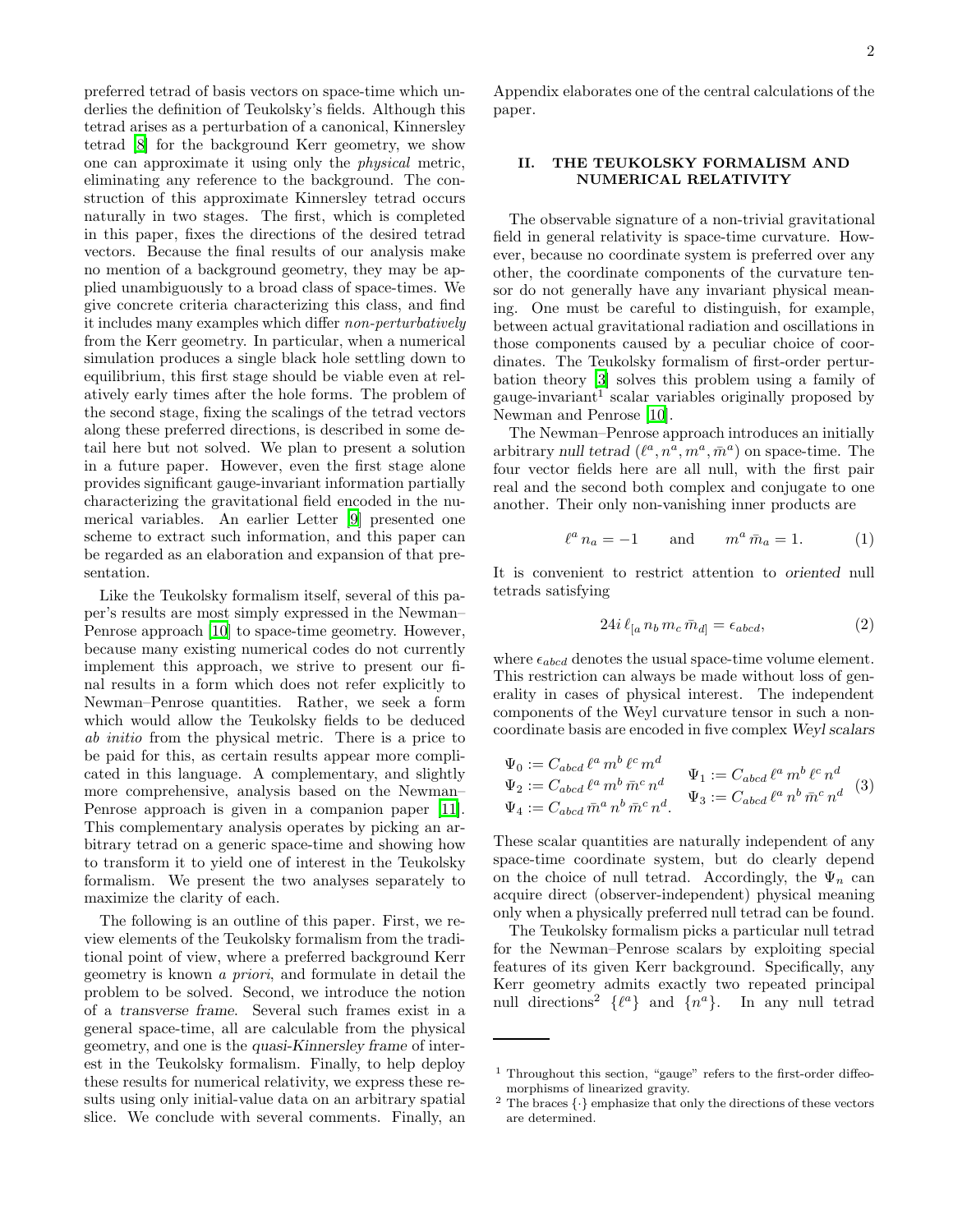preferred tetrad of basis vectors on space-time which underlies the definition of Teukolsky's fields. Although this tetrad arises as a perturbation of a canonical, Kinnersley tetrad [8] for the background Kerr geometry, we show one can approximate it using only the *physical* metric, eliminating any reference to the background. The construction of this approximate Kinnersley tetrad occurs naturally in two stages. The first, which is completed in this paper, fixes the directions of the desired tetrad vectors. Because the final results of our analysis make no mention of a background geometry, they may be applied unambiguously to a broad class of space-times. We give concrete criteria characterizing this class, and find it includes many examples which differ *non-perturbatively* from the Kerr geometry. In particular, when a numerical simulation produces a single black hole settling down to equilibrium, this first stage should be viable even at relatively early times after the hole forms. The problem of the second stage, fixing the scalings of the tetrad vectors along these preferred directions, is described in some detail here but not solved. We plan to present a solution in a future paper. However, even the first stage alone provides significant gauge-invariant information partially characterizing the gravitational field encoded in the numerical variables. An earlier Letter [9] presented one scheme to extract such information, and this paper can be regarded as an elaboration and expansion of that presentation.

Like the Teukolsky formalism itself, several of this paper's results are most simply expressed in the Newman–Penrose approach [10] to space-time geometry. However, because many existing numerical codes do not currently implement this approach, we strive to present our final results in a form which does not refer explicitly to Newman–Penrose quantities. Rather, we seek a form which would allow the Teukolsky fields to be deduced *ab initio* from the physical metric. There is a price to be paid for this, as certain results appear more complicated in this language. A complementary, and slightly more comprehensive, analysis based on the Newman–Penrose approach is given in a companion paper [11]. This complementary analysis operates by picking an arbitrary tetrad on a generic space-time and showing how to transform it to yield one of interest in the Teukolsky formalism. We present the two analyses separately to maximize the clarity of each.

The following is an outline of this paper. First, we review elements of the Teukolsky formalism from the traditional point of view, where a preferred background Kerr geometry is known *a priori*, and formulate in detail the problem to be solved. Second, we introduce the notion of a *transverse frame*. Several such frames exist in a general space-time, all are calculable from the physical geometry, and one is the *quasi-Kinnersley frame* of interest in the Teukolsky formalism. Finally, to help deploy these results for numerical relativity, we express these results using only initial-value data on an arbitrary spatial slice. We conclude with several comments. Finally, an Appendix elaborates one of the central calculations of the paper.

## II. THE TEUKOLSKY FORMALISM AND NUMERICAL RELATIVITY

The observable signature of a non-trivial gravitational field in general relativity is space-time curvature. However, because no coordinate system is preferred over any other, the coordinate components of the curvature tensor do not generally have any invariant physical meaning. One must be careful to distinguish, for example, between actual gravitational radiation and oscillations in those components caused by a peculiar choice of coordinates. The Teukolsky formalism of first-order perturbation theory [3] solves this problem using a family of gauge-invariant[1] scalar variables originally proposed by Newman and Penrose [10].

The Newman–Penrose approach introduces an initially arbitrary *null tetrad* $(\ell^a, n^a, m^a, \bar{m}^a)$ on space-time. The four vector fields here are all null, with the first pair real and the second both complex and conjugate to one another. Their only non-vanishing inner products are

$$\ell^a\, n_a = -1 \qquad \text{and} \qquad m^a\, \bar{m}_a = 1. \tag{1}$$

It is convenient to restrict attention to *oriented* null tetrads satisfying

$$24i\, \ell_{[a}\, n_b\, m_c\, \bar{m}_{d]} = \epsilon_{abcd}, \tag{2}$$

where $\epsilon_{abcd}$ denotes the usual space-time volume element. This restriction can always be made without loss of generality in cases of physical interest. The independent components of the Weyl curvature tensor in such a non-coordinate basis are encoded in five complex *Weyl scalars*

$$\begin{aligned}
&\Psi_0 := C_{abcd}\, \ell^a\, m^b\, \ell^c\, m^d \\
&\Psi_2 := C_{abcd}\, \ell^a\, m^b\, \bar{m}^c\, n^d \qquad \Psi_1 := C_{abcd}\, \ell^a\, m^b\, \ell^c\, n^d \\
&\Psi_4 := C_{abcd}\, \bar{m}^a\, n^b\, \bar{m}^c\, n^d. \qquad \Psi_3 := C_{abcd}\, \ell^a\, n^b\, \bar{m}^c\, n^d
\end{aligned} \tag{3}$$

These scalar quantities are naturally independent of any space-time coordinate system, but do clearly depend on the choice of null tetrad. Accordingly, the $\Psi_n$ can acquire direct (observer-independent) physical meaning only when a physically preferred null tetrad can be found.

The Teukolsky formalism picks a particular null tetrad for the Newman–Penrose scalars by exploiting special features of its given Kerr background. Specifically, any Kerr geometry admits exactly two repeated principal null directions[2] $\{\ell^a\}$ and $\{n^a\}$. In any null tetrad

---

[1] Throughout this section, "gauge" refers to the first-order diffeomorphisms of linearized gravity.

[2] The braces $\{\cdot\}$ emphasize that only the directions of these vectors are determined.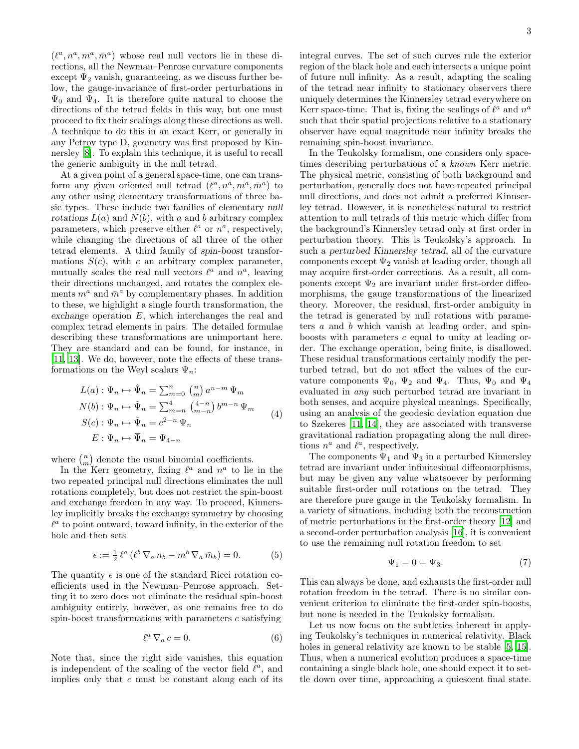$(\ell^a, n^a, m^a, \bar{m}^a)$ whose real null vectors lie in these directions, all the Newman–Penrose curvature components except $\Psi_2$ vanish, guaranteeing, as we discuss further below, the gauge-invariance of first-order perturbations in $\Psi_0$ and $\Psi_4$. It is therefore quite natural to choose the directions of the tetrad fields in this way, but one must proceed to fix their scalings along these directions as well. A technique to do this in an exact Kerr, or generally in any Petrov type D, geometry was first proposed by Kinnersley [8]. To explain this technique, it is useful to recall the generic ambiguity in the null tetrad.

At a given point of a general space-time, one can transform any given oriented null tetrad $(\ell^a, n^a, m^a, \bar{m}^a)$ to any other using elementary transformations of three basic types. These include two families of elementary *null rotations* $L(a)$ and $N(b)$, with $a$ and $b$ arbitrary complex parameters, which preserve either $\ell^a$ or $n^a$, respectively, while changing the directions of all three of the other tetrad elements. A third family of *spin-boost* transformations $S(c)$, with $c$ an arbitrary complex parameter, mutually scales the real null vectors $\ell^a$ and $n^a$, leaving their directions unchanged, and rotates the complex elements $m^a$ and $\bar{m}^a$ by complementary phases. In addition to these, we highlight a single fourth transformation, the *exchange* operation $E$, which interchanges the real and complex tetrad elements in pairs. The detailed formulae describing these transformations are unimportant here. They are standard and can be found, for instance, in [11, 13]. We do, however, note the effects of these transformations on the Weyl scalars $\Psi_n$:

$$
\begin{aligned}
L(a) &: \Psi_n \mapsto \hat{\Psi}_n = \sum_{m=0}^{n} \binom{n}{m} a^{n-m}\, \Psi_m \\
N(b) &: \Psi_n \mapsto \check{\Psi}_n = \sum_{m=n}^{4} \binom{4-n}{m-n} b^{m-n}\, \Psi_m \\
S(c) &: \Psi_n \mapsto \tilde{\Psi}_n = c^{2-n}\, \Psi_n \\
E &: \Psi_n \mapsto \breve{\Psi}_n = \Psi_{4-n}
\end{aligned}
\qquad (4)
$$

where $\binom{n}{m}$ denote the usual binomial coefficients.

In the Kerr geometry, fixing $\ell^a$ and $n^a$ to lie in the two repeated principal null directions eliminates the null rotations completely, but does not restrict the spin-boost and exchange freedom in any way. To proceed, Kinnersley implicitly breaks the exchange symmetry by choosing $\ell^a$ to point outward, toward infinity, in the exterior of the hole and then sets

$$
\epsilon := \tfrac{1}{2}\, \ell^a \left(\ell^b\, \nabla_a\, n_b - m^b\, \nabla_a\, \bar{m}_b\right) = 0. \qquad (5)
$$

The quantity $\epsilon$ is one of the standard Ricci rotation coefficients used in the Newman–Penrose approach. Setting it to zero does not eliminate the residual spin-boost ambiguity entirely, however, as one remains free to do spin-boost transformations with parameters $c$ satisfying

$$
\ell^a\, \nabla_a\, c = 0. \qquad (6)
$$

Note that, since the right side vanishes, this equation is independent of the scaling of the vector field $\ell^a$, and implies only that $c$ must be constant along each of its integral curves. The set of such curves rule the exterior region of the black hole and each intersects a unique point of future null infinity. As a result, adapting the scaling of the tetrad near infinity to stationary observers there uniquely determines the Kinnersley tetrad everywhere on Kerr space-time. That is, fixing the scalings of $\ell^a$ and $n^a$ such that their spatial projections relative to a stationary observer have equal magnitude near infinity breaks the remaining spin-boost invariance.

In the Teukolsky formalism, one considers only space-times describing perturbations of a *known* Kerr metric. The physical metric, consisting of both background and perturbation, generally does not have repeated principal null directions, and does not admit a preferred Kinnserley tetrad. However, it is nonetheless natural to restrict attention to null tetrads of this metric which differ from the background's Kinnersley tetrad only at first order in perturbation theory. This is Teukolsky's approach. In such a *perturbed Kinnersley tetrad*, all of the curvature components except $\Psi_2$ vanish at leading order, though all may acquire first-order corrections. As a result, all components except $\Psi_2$ are invariant under first-order diffeomorphisms, the gauge transformations of the linearized theory. Moreover, the residual, first-order ambiguity in the tetrad is generated by null rotations with parameters $a$ and $b$ which vanish at leading order, and spin-boosts with parameters $c$ equal to unity at leading order. The exchange operation, being finite, is disallowed. These residual transformations certainly modify the perturbed tetrad, but do not affect the values of the curvature components $\Psi_0$, $\Psi_2$ and $\Psi_4$. Thus, $\Psi_0$ and $\Psi_4$ evaluated in *any* such perturbed tetrad are invariant in both senses, and acquire physical meanings. Specifically, using an analysis of the geodesic deviation equation due to Szekeres [11, 14], they are associated with transverse gravitational radiation propagating along the null directions $n^a$ and $\ell^a$, respectively.

The components $\Psi_1$ and $\Psi_3$ in a perturbed Kinnersley tetrad are invariant under infinitesimal diffeomorphisms, but may be given any value whatsoever by performing suitable first-order null rotations on the tetrad. They are therefore pure gauge in the Teukolsky formalism. In a variety of situations, including both the reconstruction of metric perturbations in the first-order theory [12] and a second-order perturbation analysis [16], it is convenient to use the remaining null rotation freedom to set

$$
\Psi_1 = 0 = \Psi_3. \qquad (7)
$$

This can always be done, and exhausts the first-order null rotation freedom in the tetrad. There is no similar convenient criterion to eliminate the first-order spin-boosts, but none is needed in the Teukolsky formalism.

Let us now focus on the subtleties inherent in applying Teukolsky's techniques in numerical relativity. Black holes in general relativity are known to be stable [5, 15]. Thus, when a numerical evolution produces a space-time containing a single black hole, one should expect it to settle down over time, approaching a quiescent final state.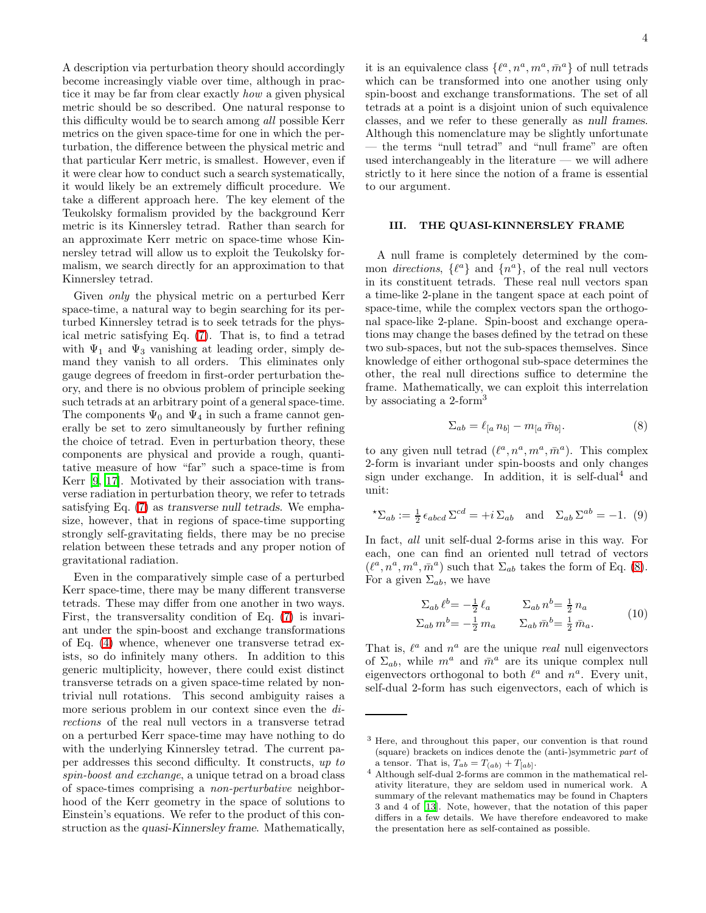A description via perturbation theory should accordingly become increasingly viable over time, although in practice it may be far from clear exactly *how* a given physical metric should be so described. One natural response to this difficulty would be to search among *all* possible Kerr metrics on the given space-time for one in which the perturbation, the difference between the physical metric and that particular Kerr metric, is smallest. However, even if it were clear how to conduct such a search systematically, it would likely be an extremely difficult procedure. We take a different approach here. The key element of the Teukolsky formalism provided by the background Kerr metric is its Kinnersley tetrad. Rather than search for an approximate Kerr metric on space-time whose Kinnersley tetrad will allow us to exploit the Teukolsky formalism, we search directly for an approximation to that Kinnersley tetrad.

Given *only* the physical metric on a perturbed Kerr space-time, a natural way to begin searching for its perturbed Kinnersley tetrad is to seek tetrads for the physical metric satisfying Eq. (7). That is, to find a tetrad with $\Psi_1$ and $\Psi_3$ vanishing at leading order, simply demand they vanish to all orders. This eliminates only gauge degrees of freedom in first-order perturbation theory, and there is no obvious problem of principle seeking such tetrads at an arbitrary point of a general space-time. The components $\Psi_0$ and $\Psi_4$ in such a frame cannot generally be set to zero simultaneously by further refining the choice of tetrad. Even in perturbation theory, these components are physical and provide a rough, quantitative measure of how "far" such a space-time is from Kerr [9, 17]. Motivated by their association with transverse radiation in perturbation theory, we refer to tetrads satisfying Eq. (7) as *transverse null tetrads*. We emphasize, however, that in regions of space-time supporting strongly self-gravitating fields, there may be no precise relation between these tetrads and any proper notion of gravitational radiation.

Even in the comparatively simple case of a perturbed Kerr space-time, there may be many different transverse tetrads. These may differ from one another in two ways. First, the transversality condition of Eq. (7) is invariant under the spin-boost and exchange transformations of Eq. (4) whence, whenever one transverse tetrad exists, so do infinitely many others. In addition to this generic multiplicity, however, there could exist distinct transverse tetrads on a given space-time related by nontrivial null rotations. This second ambiguity raises a more serious problem in our context since even the *directions* of the real null vectors in a transverse tetrad on a perturbed Kerr space-time may have nothing to do with the underlying Kinnersley tetrad. The current paper addresses this second difficulty. It constructs, *up to spin-boost and exchange*, a unique tetrad on a broad class of space-times comprising a *non-perturbative* neighborhood of the Kerr geometry in the space of solutions to Einstein's equations. We refer to the product of this construction as the *quasi-Kinnersley frame*. Mathematically, it is an equivalence class $\{\ell^a, n^a, m^a, \bar{m}^a\}$ of null tetrads which can be transformed into one another using only spin-boost and exchange transformations. The set of all tetrads at a point is a disjoint union of such equivalence classes, and we refer to these generally as *null frames*. Although this nomenclature may be slightly unfortunate — the terms "null tetrad" and "null frame" are often used interchangeably in the literature — we will adhere strictly to it here since the notion of a frame is essential to our argument.

## III. THE QUASI-KINNERSLEY FRAME

A null frame is completely determined by the common *directions*, $\{\ell^a\}$ and $\{n^a\}$, of the real null vectors in its constituent tetrads. These real null vectors span a time-like 2-plane in the tangent space at each point of space-time, while the complex vectors span the orthogonal space-like 2-plane. Spin-boost and exchange operations may change the bases defined by the tetrad on these two sub-spaces, but not the sub-spaces themselves. Since knowledge of either orthogonal sub-space determines the other, the real null directions suffice to determine the frame. Mathematically, we can exploit this interrelation by associating a 2-form[3]

$$\Sigma_{ab} = \ell_{[a}\, n_{b]} - m_{[a}\, \bar{m}_{b]}. \tag{8}$$

to any given null tetrad $(\ell^a, n^a, m^a, \bar{m}^a)$. This complex 2-form is invariant under spin-boosts and only changes sign under exchange. In addition, it is self-dual[4] and unit:

$$^\star\Sigma_{ab} := \tfrac{1}{2}\, \epsilon_{abcd}\, \Sigma^{cd} = +i\, \Sigma_{ab} \quad \text{and} \quad \Sigma_{ab}\, \Sigma^{ab} = -1. \tag{9}$$

In fact, *all* unit self-dual 2-forms arise in this way. For each, one can find an oriented null tetrad of vectors $(\ell^a, n^a, m^a, \bar{m}^a)$ such that $\Sigma_{ab}$ takes the form of Eq. (8). For a given $\Sigma_{ab}$, we have

$$\begin{aligned} \Sigma_{ab}\, \ell^b &= -\tfrac{1}{2}\, \ell_a & \qquad \Sigma_{ab}\, n^b &= \tfrac{1}{2}\, n_a \\ \Sigma_{ab}\, m^b &= -\tfrac{1}{2}\, m_a & \qquad \Sigma_{ab}\, \bar{m}^b &= \tfrac{1}{2}\, \bar{m}_a. \end{aligned} \tag{10}$$

That is, $\ell^a$ and $n^a$ are the unique *real* null eigenvectors of $\Sigma_{ab}$, while $m^a$ and $\bar{m}^a$ are its unique complex null eigenvectors orthogonal to both $\ell^a$ and $n^a$. Every unit, self-dual 2-form has such eigenvectors, each of which is

---

[3] Here, and throughout this paper, our convention is that round (square) brackets on indices denote the (anti-)symmetric *part* of a tensor. That is, $T_{ab} = T_{(ab)} + T_{[ab]}$.

[4] Although self-dual 2-forms are common in the mathematical relativity literature, they are seldom used in numerical work. A summary of the relevant mathematics may be found in Chapters 3 and 4 of [13]. Note, however, that the notation of this paper differs in a few details. We have therefore endeavored to make the presentation here as self-contained as possible.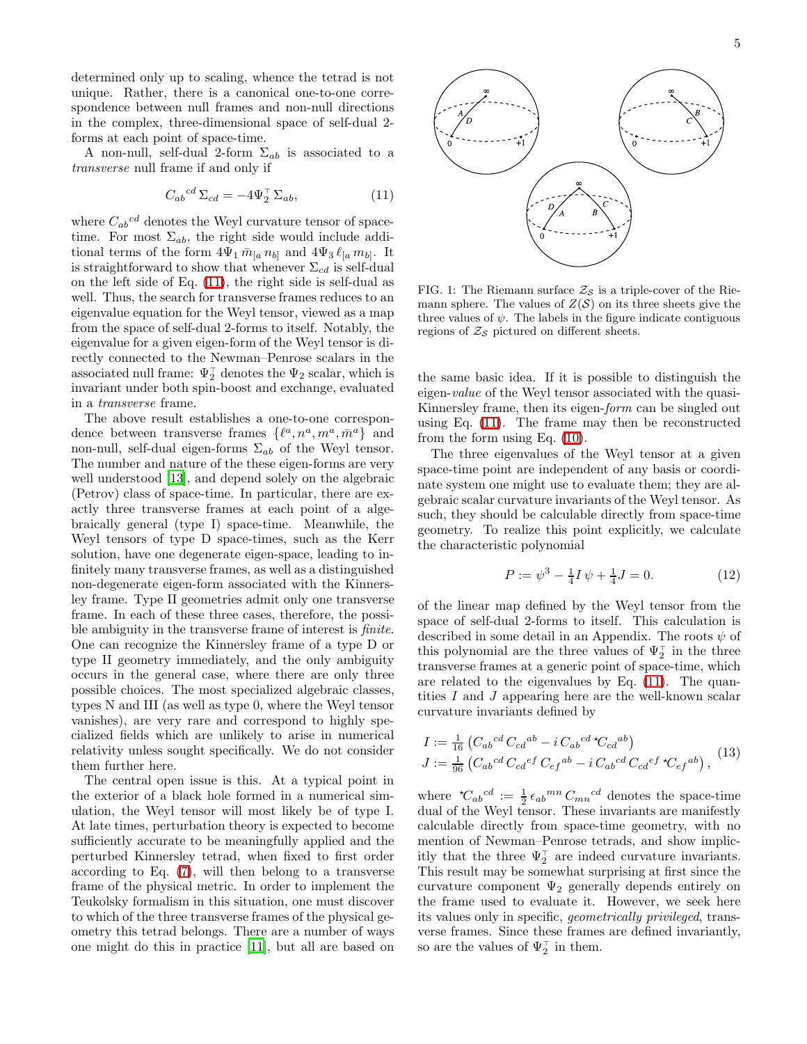determined only up to scaling, whence the tetrad is not unique. Rather, there is a canonical one-to-one correspondence between null frames and non-null directions in the complex, three-dimensional space of self-dual 2-forms at each point of space-time.

A non-null, self-dual 2-form $\Sigma_{ab}$ is associated to a *transverse* null frame if and only if

$$C_{ab}{}^{cd}\,\Sigma_{cd} = -4\Psi_2^{\top}\,\Sigma_{ab}, \tag{11}$$

where $C_{ab}{}^{cd}$ denotes the Weyl curvature tensor of space-time. For most $\Sigma_{ab}$, the right side would include additional terms of the form $4\Psi_1\,\bar{m}_{[a}\,n_{b]}$ and $4\Psi_3\,\ell_{[a}\,m_{b]}$. It is straightforward to show that whenever $\Sigma_{cd}$ is self-dual on the left side of Eq. (11), the right side is self-dual as well. Thus, the search for transverse frames reduces to an eigenvalue equation for the Weyl tensor, viewed as a map from the space of self-dual 2-forms to itself. Notably, the eigenvalue for a given eigen-form of the Weyl tensor is directly connected to the Newman–Penrose scalars in the associated null frame: $\Psi_2^{\top}$ denotes the $\Psi_2$ scalar, which is invariant under both spin-boost and exchange, evaluated in a *transverse* frame.

The above result establishes a one-to-one correspondence between transverse frames $\{\ell^a, n^a, m^a, \bar{m}^a\}$ and non-null, self-dual eigen-forms $\Sigma_{ab}$ of the Weyl tensor. The number and nature of the these eigen-forms are very well understood [13], and depend solely on the algebraic (Petrov) class of space-time. In particular, there are exactly three transverse frames at each point of a algebraically general (type I) space-time. Meanwhile, the Weyl tensors of type D space-times, such as the Kerr solution, have one degenerate eigen-space, leading to infinitely many transverse frames, as well as a distinguished non-degenerate eigen-form associated with the Kinnersley frame. Type II geometries admit only one transverse frame. In each of these three cases, therefore, the possible ambiguity in the transverse frame of interest is *finite*. One can recognize the Kinnersley frame of a type D or type II geometry immediately, and the only ambiguity occurs in the general case, where there are only three possible choices. The most specialized algebraic classes, types N and III (as well as type 0, where the Weyl tensor vanishes), are very rare and correspond to highly specialized fields which are unlikely to arise in numerical relativity unless sought specifically. We do not consider them further here.

The central open issue is this. At a typical point in the exterior of a black hole formed in a numerical simulation, the Weyl tensor will most likely be of type I. At late times, perturbation theory is expected to become sufficiently accurate to be meaningfully applied and the perturbed Kinnersley tetrad, when fixed to first order according to Eq. (7), will then belong to a transverse frame of the physical metric. In order to implement the Teukolsky formalism in this situation, one must discover to which of the three transverse frames of the physical geometry this tetrad belongs. There are a number of ways one might do this in practice [11], but all are based on the same basic idea. If it is possible to distinguish the eigen-*value* of the Weyl tensor associated with the quasi-Kinnersley frame, then its eigen-*form* can be singled out using Eq. (11). The frame may then be reconstructed from the form using Eq. (10).

FIG. 1: The Riemann surface $\mathcal{Z}_{\mathcal{S}}$ is a triple-cover of the Riemann sphere. The values of $Z(\mathcal{S})$ on its three sheets give the three values of $\psi$. The labels in the figure indicate contiguous regions of $\mathcal{Z}_{\mathcal{S}}$ pictured on different sheets.

The three eigenvalues of the Weyl tensor at a given space-time point are independent of any basis or coordinate system one might use to evaluate them; they are algebraic scalar curvature invariants of the Weyl tensor. As such, they should be calculable directly from space-time geometry. To realize this point explicitly, we calculate the characteristic polynomial

$$P := \psi^3 - \tfrac{1}{4}I\,\psi + \tfrac{1}{4}J = 0. \tag{12}$$

of the linear map defined by the Weyl tensor from the space of self-dual 2-forms to itself. This calculation is described in some detail in an Appendix. The roots $\psi$ of this polynomial are the three values of $\Psi_2^{\top}$ in the three transverse frames at a generic point of space-time, which are related to the eigenvalues by Eq. (11). The quantities $I$ and $J$ appearing here are the well-known scalar curvature invariants defined by

$$\begin{aligned} I &:= \tfrac{1}{16}\left(C_{ab}{}^{cd}\,C_{cd}{}^{ab} - i\,C_{ab}{}^{cd}\,{}^{\star}C_{cd}{}^{ab}\right) \\ J &:= \tfrac{1}{96}\left(C_{ab}{}^{cd}\,C_{cd}{}^{ef}\,C_{ef}{}^{ab} - i\,C_{ab}{}^{cd}\,C_{cd}{}^{ef}\,{}^{\star}C_{ef}{}^{ab}\right), \end{aligned} \tag{13}$$

where ${}^{\star}C_{ab}{}^{cd} := \tfrac{1}{2}\,\epsilon_{ab}{}^{mn}\,C_{mn}{}^{cd}$ denotes the space-time dual of the Weyl tensor. These invariants are manifestly calculable directly from space-time geometry, with no mention of Newman–Penrose tetrads, and show implicitly that the three $\Psi_2^{\top}$ are indeed curvature invariants. This result may be somewhat surprising at first since the curvature component $\Psi_2$ generally depends entirely on the frame used to evaluate it. However, we seek here its values only in specific, *geometrically privileged*, transverse frames. Since these frames are defined invariantly, so are the values of $\Psi_2^{\top}$ in them.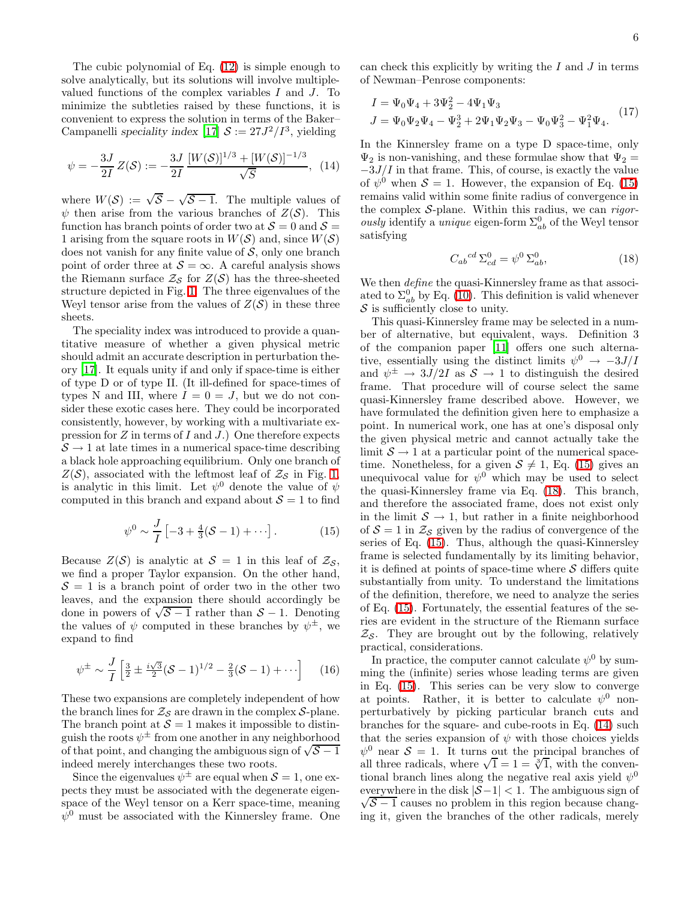The cubic polynomial of Eq. (12) is simple enough to solve analytically, but its solutions will involve multiple-valued functions of the complex variables $I$ and $J$. To minimize the subtleties raised by these functions, it is convenient to express the solution in terms of the Baker–Campanelli *speciality index* [17] $\mathcal{S} := 27J^2/I^3$, yielding

$$\psi = -\frac{3J}{2I}\,Z(\mathcal{S}) := -\frac{3J}{2I}\,\frac{[W(\mathcal{S})]^{1/3} + [W(\mathcal{S})]^{-1/3}}{\sqrt{\mathcal{S}}}, \quad (14)$$

where $W(\mathcal{S}) := \sqrt{\mathcal{S}} - \sqrt{\mathcal{S}-1}$. The multiple values of $\psi$ then arise from the various branches of $Z(\mathcal{S})$. This function has branch points of order two at $\mathcal{S} = 0$ and $\mathcal{S} = 1$ arising from the square roots in $W(\mathcal{S})$ and, since $W(\mathcal{S})$ does not vanish for any finite value of $\mathcal{S}$, only one branch point of order three at $\mathcal{S} = \infty$. A careful analysis shows the Riemann surface $\mathcal{Z}_{\mathcal{S}}$ for $Z(\mathcal{S})$ has the three-sheeted structure depicted in Fig. 1. The three eigenvalues of the Weyl tensor arise from the values of $Z(\mathcal{S})$ in these three sheets.

The speciality index was introduced to provide a quantitative measure of whether a given physical metric should admit an accurate description in perturbation theory [17]. It equals unity if and only if space-time is either of type D or of type II. (It ill-defined for space-times of types N and III, where $I = 0 = J$, but we do not consider these exotic cases here. They could be incorporated consistently, however, by working with a multivariate expression for $Z$ in terms of $I$ and $J$.) One therefore expects $\mathcal{S} \to 1$ at late times in a numerical space-time describing a black hole approaching equilibrium. Only one branch of $Z(\mathcal{S})$, associated with the leftmost leaf of $\mathcal{Z}_{\mathcal{S}}$ in Fig. 1, is analytic in this limit. Let $\psi^0$ denote the value of $\psi$ computed in this branch and expand about $\mathcal{S} = 1$ to find

$$\psi^0 \sim \frac{J}{I}\left[-3 + \tfrac{4}{3}(\mathcal{S}-1) + \cdots\right]. \quad (15)$$

Because $Z(\mathcal{S})$ is analytic at $\mathcal{S} = 1$ in this leaf of $\mathcal{Z}_{\mathcal{S}}$, we find a proper Taylor expansion. On the other hand, $\mathcal{S} = 1$ is a branch point of order two in the other two leaves, and the expansion there should accordingly be done in powers of $\sqrt{\mathcal{S}-1}$ rather than $\mathcal{S} - 1$. Denoting the values of $\psi$ computed in these branches by $\psi^\pm$, we expand to find

$$\psi^\pm \sim \frac{J}{I}\left[\tfrac{3}{2} \pm \tfrac{i\sqrt{3}}{2}(\mathcal{S}-1)^{1/2} - \tfrac{2}{3}(\mathcal{S}-1) + \cdots\right] \quad (16)$$

These two expansions are completely independent of how the branch lines for $\mathcal{Z}_{\mathcal{S}}$ are drawn in the complex $\mathcal{S}$-plane. The branch point at $\mathcal{S} = 1$ makes it impossible to distinguish the roots $\psi^\pm$ from one another in any neighborhood of that point, and changing the ambiguous sign of $\sqrt{\mathcal{S}-1}$ indeed merely interchanges these two roots.

Since the eigenvalues $\psi^\pm$ are equal when $\mathcal{S} = 1$, one expects they must be associated with the degenerate eigenspace of the Weyl tensor on a Kerr space-time, meaning $\psi^0$ must be associated with the Kinnersley frame. One can check this explicitly by writing the $I$ and $J$ in terms of Newman–Penrose components:

$$\begin{aligned}
I &= \Psi_0\Psi_4 + 3\Psi_2^2 - 4\Psi_1\Psi_3 \\
J &= \Psi_0\Psi_2\Psi_4 - \Psi_2^3 + 2\Psi_1\Psi_2\Psi_3 - \Psi_0\Psi_3^2 - \Psi_1^2\Psi_4.
\end{aligned} \quad (17)$$

In the Kinnersley frame on a type D space-time, only $\Psi_2$ is non-vanishing, and these formulae show that $\Psi_2 = -3J/I$ in that frame. This, of course, is exactly the value of $\psi^0$ when $\mathcal{S} = 1$. However, the expansion of Eq. (15) remains valid within some finite radius of convergence in the complex $\mathcal{S}$-plane. Within this radius, we can *rigorously* identify a *unique* eigen-form $\Sigma^0_{ab}$ of the Weyl tensor satisfying

$$C_{ab}{}^{cd}\,\Sigma^0_{cd} = \psi^0\,\Sigma^0_{ab}, \quad (18)$$

We then *define* the quasi-Kinnersley frame as that associated to $\Sigma^0_{ab}$ by Eq. (10). This definition is valid whenever $\mathcal{S}$ is sufficiently close to unity.

This quasi-Kinnersley frame may be selected in a number of alternative, but equivalent, ways. Definition 3 of the companion paper [11] offers one such alternative, essentially using the distinct limits $\psi^0 \to -3J/I$ and $\psi^\pm \to 3J/2I$ as $\mathcal{S} \to 1$ to distinguish the desired frame. That procedure will of course select the same quasi-Kinnersley frame described above. However, we have formulated the definition given here to emphasize a point. In numerical work, one has at one's disposal only the given physical metric and cannot actually take the limit $\mathcal{S} \to 1$ at a particular point of the numerical space-time. Nonetheless, for a given $\mathcal{S} \neq 1$, Eq. (15) gives an unequivocal value for $\psi^0$ which may be used to select the quasi-Kinnersley frame via Eq. (18). This branch, and therefore the associated frame, does not exist only in the limit $\mathcal{S} \to 1$, but rather in a finite neighborhood of $\mathcal{S} = 1$ in $\mathcal{Z}_{\mathcal{S}}$ given by the radius of convergence of the series of Eq. (15). Thus, although the quasi-Kinnersley frame is selected fundamentally by its limiting behavior, it is defined at points of space-time where $\mathcal{S}$ differs quite substantially from unity. To understand the limitations of the definition, therefore, we need to analyze the series of Eq. (15). Fortunately, the essential features of the series are evident in the structure of the Riemann surface $\mathcal{Z}_{\mathcal{S}}$. They are brought out by the following, relatively practical, considerations.

In practice, the computer cannot calculate $\psi^0$ by summing the (infinite) series whose leading terms are given in Eq. (15). This series can be very slow to converge at points. Rather, it is better to calculate $\psi^0$ non-perturbatively by picking particular branch cuts and branches for the square- and cube-roots in Eq. (14) such that the series expansion of $\psi$ with those choices yields $\psi^0$ near $\mathcal{S} = 1$. It turns out the principal branches of all three radicals, where $\sqrt{1} = 1 = \sqrt[3]{1}$, with the conventional branch lines along the negative real axis yield $\psi^0$ everywhere in the disk $|\mathcal{S}-1| < 1$. The ambiguous sign of $\sqrt{\mathcal{S}-1}$ causes no problem in this region because changing it, given the branches of the other radicals, merely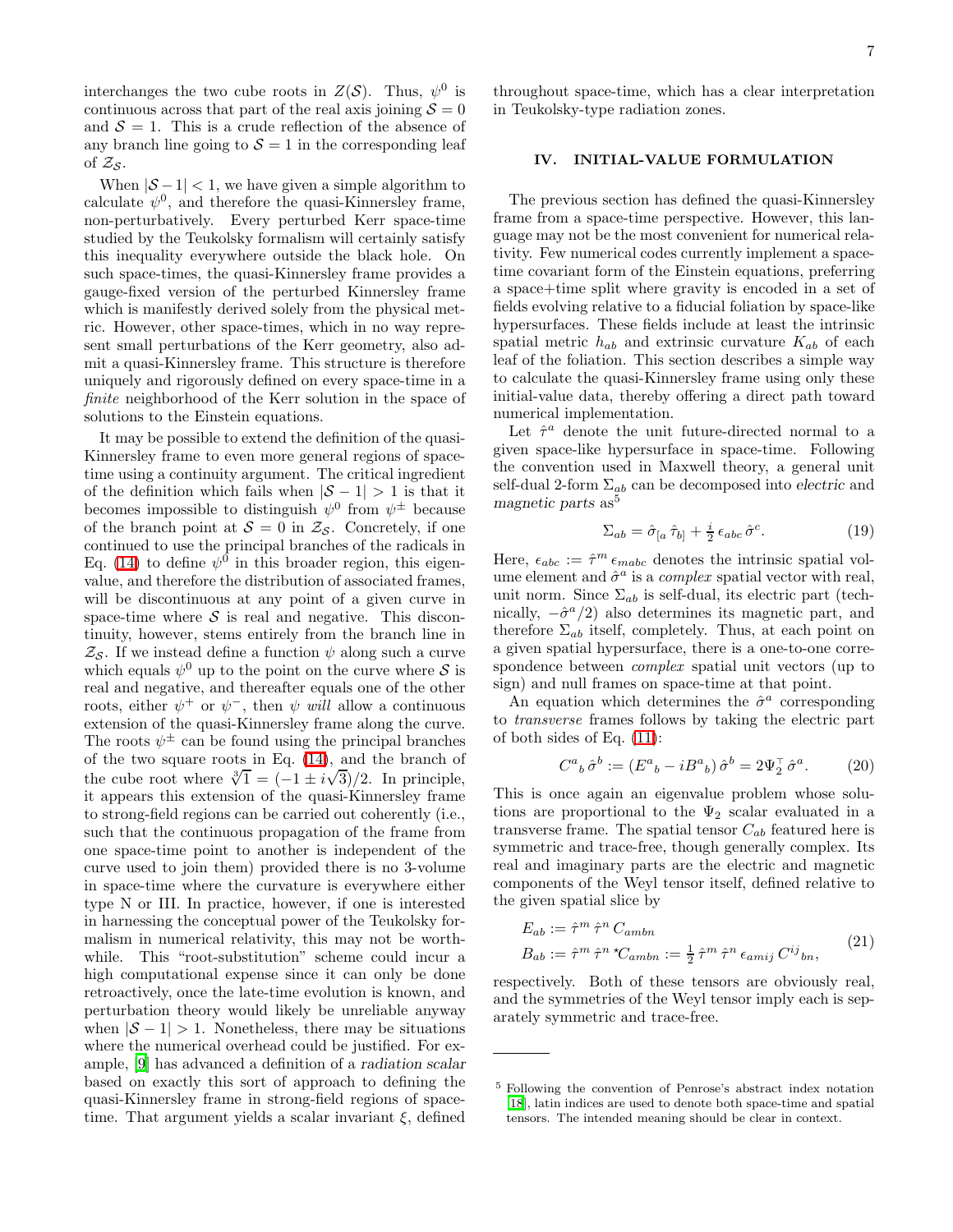interchanges the two cube roots in $Z(\mathcal{S})$. Thus, $\psi^0$ is continuous across that part of the real axis joining $\mathcal{S} = 0$ and $\mathcal{S} = 1$. This is a crude reflection of the absence of any branch line going to $\mathcal{S} = 1$ in the corresponding leaf of $\mathcal{Z}_\mathcal{S}$.

When $|\mathcal{S} - 1| < 1$, we have given a simple algorithm to calculate $\psi^0$, and therefore the quasi-Kinnersley frame, non-perturbatively. Every perturbed Kerr space-time studied by the Teukolsky formalism will certainly satisfy this inequality everywhere outside the black hole. On such space-times, the quasi-Kinnersley frame provides a gauge-fixed version of the perturbed Kinnersley frame which is manifestly derived solely from the physical metric. However, other space-times, which in no way represent small perturbations of the Kerr geometry, also admit a quasi-Kinnersley frame. This structure is therefore uniquely and rigorously defined on every space-time in a *finite* neighborhood of the Kerr solution in the space of solutions to the Einstein equations.

It may be possible to extend the definition of the quasi-Kinnersley frame to even more general regions of space-time using a continuity argument. The critical ingredient of the definition which fails when $|\mathcal{S} - 1| > 1$ is that it becomes impossible to distinguish $\psi^0$ from $\psi^\pm$ because of the branch point at $\mathcal{S} = 0$ in $\mathcal{Z}_\mathcal{S}$. Concretely, if one continued to use the principal branches of the radicals in Eq. (14) to define $\psi^0$ in this broader region, this eigenvalue, and therefore the distribution of associated frames, will be discontinuous at any point of a given curve in space-time where $\mathcal{S}$ is real and negative. This discontinuity, however, stems entirely from the branch line in $\mathcal{Z}_\mathcal{S}$. If we instead define a function $\psi$ along such a curve which equals $\psi^0$ up to the point on the curve where $\mathcal{S}$ is real and negative, and thereafter equals one of the other roots, either $\psi^+$ or $\psi^-$, then $\psi$ *will* allow a continuous extension of the quasi-Kinnersley frame along the curve. The roots $\psi^\pm$ can be found using the principal branches of the two square roots in Eq. (14), and the branch of the cube root where $\sqrt[3]{1} = (-1 \pm i\sqrt{3})/2$. In principle, it appears this extension of the quasi-Kinnersley frame to strong-field regions can be carried out coherently (i.e., such that the continuous propagation of the frame from one space-time point to another is independent of the curve used to join them) provided there is no 3-volume in space-time where the curvature is everywhere either type N or III. In practice, however, if one is interested in harnessing the conceptual power of the Teukolsky formalism in numerical relativity, this may not be worthwhile. This "root-substitution" scheme could incur a high computational expense since it can only be done retroactively, once the late-time evolution is known, and perturbation theory would likely be unreliable anyway when $|\mathcal{S} - 1| > 1$. Nonetheless, there may be situations where the numerical overhead could be justified. For example, [9] has advanced a definition of a *radiation scalar* based on exactly this sort of approach to defining the quasi-Kinnersley frame in strong-field regions of space-time. That argument yields a scalar invariant $\xi$, defined throughout space-time, which has a clear interpretation in Teukolsky-type radiation zones.

## IV. INITIAL-VALUE FORMULATION

The previous section has defined the quasi-Kinnersley frame from a space-time perspective. However, this language may not be the most convenient for numerical relativity. Few numerical codes currently implement a space-time covariant form of the Einstein equations, preferring a space+time split where gravity is encoded in a set of fields evolving relative to a fiducial foliation by space-like hypersurfaces. These fields include at least the intrinsic spatial metric $h_{ab}$ and extrinsic curvature $K_{ab}$ of each leaf of the foliation. This section describes a simple way to calculate the quasi-Kinnersley frame using only these initial-value data, thereby offering a direct path toward numerical implementation.

Let $\hat{\tau}^a$ denote the unit future-directed normal to a given space-like hypersurface in space-time. Following the convention used in Maxwell theory, a general unit self-dual 2-form $\Sigma_{ab}$ can be decomposed into *electric* and *magnetic parts* as[5]

$$\Sigma_{ab} = \hat{\sigma}_{[a}\,\hat{\tau}_{b]} + \tfrac{i}{2}\,\epsilon_{abc}\,\hat{\sigma}^c. \tag{19}$$

Here, $\epsilon_{abc} := \hat{\tau}^m\,\epsilon_{mabc}$ denotes the intrinsic spatial volume element and $\hat{\sigma}^a$ is a *complex* spatial vector with real, unit norm. Since $\Sigma_{ab}$ is self-dual, its electric part (technically, $-\hat{\sigma}^a/2$) also determines its magnetic part, and therefore $\Sigma_{ab}$ itself, completely. Thus, at each point on a given spatial hypersurface, there is a one-to-one correspondence between *complex* spatial unit vectors (up to sign) and null frames on space-time at that point.

An equation which determines the $\hat{\sigma}^a$ corresponding to *transverse* frames follows by taking the electric part of both sides of Eq. (11):

$$C^a{}_b\,\hat{\sigma}^b := \left(E^a{}_b - iB^a{}_b\right)\hat{\sigma}^b = 2\Psi_2^\top\,\hat{\sigma}^a. \tag{20}$$

This is once again an eigenvalue problem whose solutions are proportional to the $\Psi_2$ scalar evaluated in a transverse frame. The spatial tensor $C_{ab}$ featured here is symmetric and trace-free, though generally complex. Its real and imaginary parts are the electric and magnetic components of the Weyl tensor itself, defined relative to the given spatial slice by

$$\begin{aligned} E_{ab} &:= \hat{\tau}^m\,\hat{\tau}^n\,C_{ambn} \\ B_{ab} &:= \hat{\tau}^m\,\hat{\tau}^n\,{}^\star C_{ambn} := \tfrac{1}{2}\,\hat{\tau}^m\,\hat{\tau}^n\,\epsilon_{amij}\,C^{ij}{}_{bn}, \end{aligned} \tag{21}$$

respectively. Both of these tensors are obviously real, and the symmetries of the Weyl tensor imply each is separately symmetric and trace-free.

---

[5] Following the convention of Penrose's abstract index notation [18], latin indices are used to denote both space-time and spatial tensors. The intended meaning should be clear in context.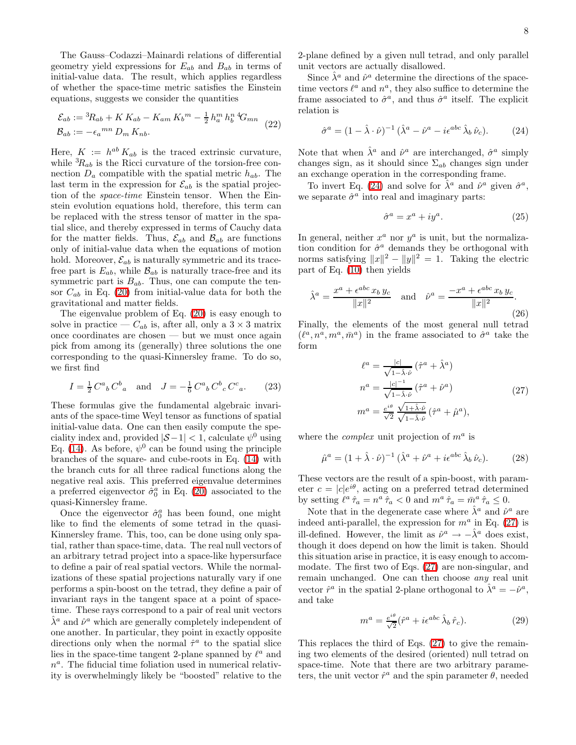The Gauss–Codazzi–Mainardi relations of differential geometry yield expressions for $E_{ab}$ and $B_{ab}$ in terms of initial-value data. The result, which applies regardless of whether the space-time metric satisfies the Einstein equations, suggests we consider the quantities

$$
\begin{aligned}
\mathcal{E}_{ab} &:= {}^{3}R_{ab} + K\,K_{ab} - K_{am}\,K_{b}{}^{m} - \tfrac{1}{2}\,h_{a}^{m}\,h_{b}^{n}\,{}^{4}G_{mn} \\
\mathcal{B}_{ab} &:= -\epsilon_{a}{}^{mn}\,D_{m}\,K_{nb}.
\end{aligned}
\tag{22}
$$

Here, $K := h^{ab}\,K_{ab}$ is the traced extrinsic curvature, while ${}^{3}R_{ab}$ is the Ricci curvature of the torsion-free connection $D_a$ compatible with the spatial metric $h_{ab}$. The last term in the expression for $\mathcal{E}_{ab}$ is the spatial projection of the *space-time* Einstein tensor. When the Einstein evolution equations hold, therefore, this term can be replaced with the stress tensor of matter in the spatial slice, and thereby expressed in terms of Cauchy data for the matter fields. Thus, $\mathcal{E}_{ab}$ and $\mathcal{B}_{ab}$ are functions only of initial-value data when the equations of motion hold. Moreover, $\mathcal{E}_{ab}$ is naturally symmetric and its trace-free part is $E_{ab}$, while $\mathcal{B}_{ab}$ is naturally trace-free and its symmetric part is $B_{ab}$. Thus, one can compute the tensor $C_{ab}$ in Eq. (20) from initial-value data for both the gravitational and matter fields.

The eigenvalue problem of Eq. (20) is easy enough to solve in practice — $C_{ab}$ is, after all, only a $3\times 3$ matrix once coordinates are chosen — but we must once again pick from among its (generally) three solutions the one corresponding to the quasi-Kinnersley frame. To do so, we first find

$$
I = \tfrac{1}{2}\,C^{a}{}_{b}\,C^{b}{}_{a} \quad\text{and}\quad J = -\tfrac{1}{6}\,C^{a}{}_{b}\,C^{b}{}_{c}\,C^{c}{}_{a}. \tag{23}
$$

These formulas give the fundamental algebraic invariants of the space-time Weyl tensor as functions of spatial initial-value data. One can then easily compute the speciality index and, provided $|\mathcal{S}-1|<1$, calculate $\psi^0$ using Eq. (14). As before, $\psi^0$ can be found using the principle branches of the square- and cube-roots in Eq. (14) with the branch cuts for all three radical functions along the negative real axis. This preferred eigenvalue determines a preferred eigenvector $\hat{\sigma}_0^a$ in Eq. (20) associated to the quasi-Kinnersley frame.

Once the eigenvector $\hat{\sigma}_0^a$ has been found, one might like to find the elements of some tetrad in the quasi-Kinnersley frame. This, too, can be done using only spatial, rather than space-time, data. The real null vectors of an arbitrary tetrad project into a space-like hypersurface to define a pair of real spatial vectors. While the normalizations of these spatial projections naturally vary if one performs a spin-boost on the tetrad, they define a pair of invariant rays in the tangent space at a point of space-time. These rays correspond to a pair of real unit vectors $\hat{\lambda}^a$ and $\hat{\nu}^a$ which are generally completely independent of one another. In particular, they point in exactly opposite directions only when the normal $\hat{\tau}^a$ to the spatial slice lies in the space-time tangent 2-plane spanned by $\ell^a$ and $n^a$. The fiducial time foliation used in numerical relativity is overwhelmingly likely be "boosted" relative to the 2-plane defined by a given null tetrad, and only parallel unit vectors are actually disallowed.

Since $\hat{\lambda}^a$ and $\hat{\nu}^a$ determine the directions of the space-time vectors $\ell^a$ and $n^a$, they also suffice to determine the frame associated to $\hat{\sigma}^a$, and thus $\hat{\sigma}^a$ itself. The explicit relation is

$$
\hat{\sigma}^a = (1-\hat{\lambda}\cdot\hat{\nu})^{-1}\,(\hat{\lambda}^a - \hat{\nu}^a - i\epsilon^{abc}\,\hat{\lambda}_b\,\hat{\nu}_c). \tag{24}
$$

Note that when $\hat{\lambda}^a$ and $\hat{\nu}^a$ are interchanged, $\hat{\sigma}^a$ simply changes sign, as it should since $\Sigma_{ab}$ changes sign under an exchange operation in the corresponding frame.

To invert Eq. (24) and solve for $\hat{\lambda}^a$ and $\hat{\nu}^a$ given $\hat{\sigma}^a$, we separate $\hat{\sigma}^a$ into real and imaginary parts:

$$
\hat{\sigma}^a = x^a + i y^a. \tag{25}
$$

In general, neither $x^a$ nor $y^a$ is unit, but the normalization condition for $\hat{\sigma}^a$ demands they be orthogonal with norms satisfying $\|x\|^2 - \|y\|^2 = 1$. Taking the electric part of Eq. (10) then yields

$$
\hat{\lambda}^a = \frac{x^a + \epsilon^{abc}\,x_b\,y_c}{\|x\|^2} \quad\text{and}\quad \hat{\nu}^a = \frac{-x^a + \epsilon^{abc}\,x_b\,y_c}{\|x\|^2}. \tag{26}
$$

Finally, the elements of the most general null tetrad $(\ell^a, n^a, m^a, \bar{m}^a)$ in the frame associated to $\hat{\sigma}^a$ take the form

$$
\begin{aligned}
\ell^a &= \tfrac{|c|}{\sqrt{1-\hat{\lambda}\cdot\hat{\nu}}}\,(\hat{\tau}^a + \hat{\lambda}^a) \\
n^a &= \tfrac{|c|^{-1}}{\sqrt{1-\hat{\lambda}\cdot\hat{\nu}}}\,(\hat{\tau}^a + \hat{\nu}^a) \\
m^a &= \tfrac{e^{i\theta}}{\sqrt{2}}\,\tfrac{\sqrt{1+\hat{\lambda}\cdot\hat{\nu}}}{\sqrt{1-\hat{\lambda}\cdot\hat{\nu}}}\,(\hat{\tau}^a + \hat{\mu}^a),
\end{aligned}
\tag{27}
$$

where the *complex* unit projection of $m^a$ is

$$
\hat{\mu}^a = (1+\hat{\lambda}\cdot\hat{\nu})^{-1}\,(\hat{\lambda}^a + \hat{\nu}^a + i\epsilon^{abc}\,\hat{\lambda}_b\,\hat{\nu}_c). \tag{28}
$$

These vectors are the result of a spin-boost, with parameter $c = |c|e^{i\theta}$, acting on a preferred tetrad determined by setting $\ell^a\,\hat{\tau}_a = n^a\,\hat{\tau}_a < 0$ and $m^a\,\hat{\tau}_a = \bar{m}^a\,\hat{\tau}_a \le 0$.

Note that in the degenerate case where $\hat{\lambda}^a$ and $\hat{\nu}^a$ are indeed anti-parallel, the expression for $m^a$ in Eq. (27) is ill-defined. However, the limit as $\hat{\nu}^a \to -\hat{\lambda}^a$ does exist, though it does depend on how the limit is taken. Should this situation arise in practice, it is easy enough to accommodate. The first two of Eqs. (27) are non-singular, and remain unchanged. One can then choose *any* real unit vector $\hat{r}^a$ in the spatial 2-plane orthogonal to $\hat{\lambda}^a = -\hat{\nu}^a$, and take

$$
m^a = \tfrac{e^{i\theta}}{\sqrt{2}}(\hat{r}^a + i\epsilon^{abc}\,\hat{\lambda}_b\,\hat{r}_c). \tag{29}
$$

This replaces the third of Eqs. (27) to give the remaining two elements of the desired (oriented) null tetrad on space-time. Note that there are two arbitrary parameters, the unit vector $\hat{r}^a$ and the spin parameter $\theta$, needed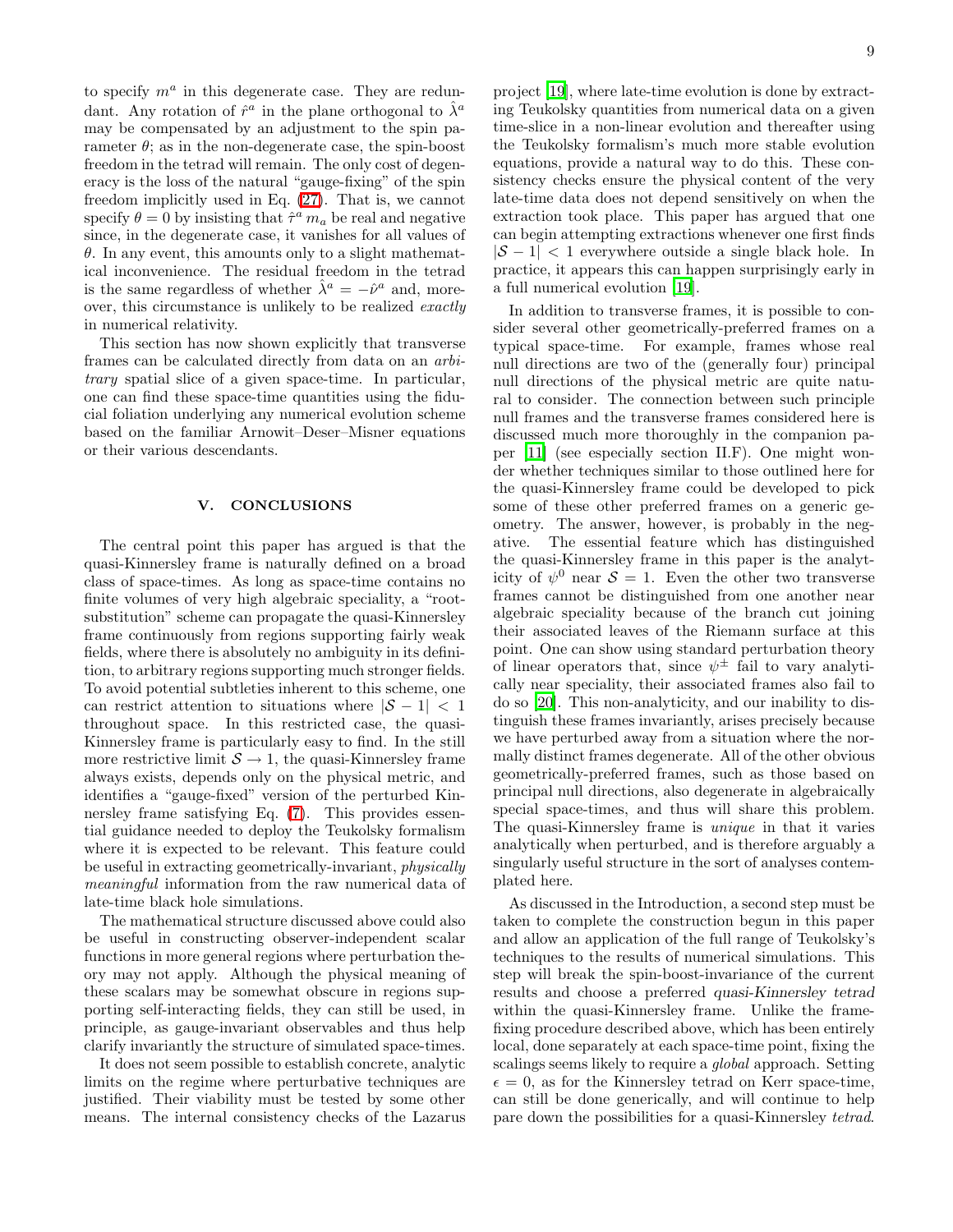to specify $m^a$ in this degenerate case. They are redundant. Any rotation of $\hat{r}^a$ in the plane orthogonal to $\hat{\lambda}^a$ may be compensated by an adjustment to the spin parameter $\theta$; as in the non-degenerate case, the spin-boost freedom in the tetrad will remain. The only cost of degeneracy is the loss of the natural "gauge-fixing" of the spin freedom implicitly used in Eq. (27). That is, we cannot specify $\theta = 0$ by insisting that $\hat{\tau}^a\, m_a$ be real and negative since, in the degenerate case, it vanishes for all values of $\theta$. In any event, this amounts only to a slight mathematical inconvenience. The residual freedom in the tetrad is the same regardless of whether $\hat{\lambda}^a = -\hat{\nu}^a$ and, moreover, this circumstance is unlikely to be realized *exactly* in numerical relativity.

This section has now shown explicitly that transverse frames can be calculated directly from data on an *arbitrary* spatial slice of a given space-time. In particular, one can find these space-time quantities using the fiducial foliation underlying any numerical evolution scheme based on the familiar Arnowit–Deser–Misner equations or their various descendants.

## V. CONCLUSIONS

The central point this paper has argued is that the quasi-Kinnersley frame is naturally defined on a broad class of space-times. As long as space-time contains no finite volumes of very high algebraic speciality, a "root-substitution" scheme can propagate the quasi-Kinnersley frame continuously from regions supporting fairly weak fields, where there is absolutely no ambiguity in its definition, to arbitrary regions supporting much stronger fields. To avoid potential subtleties inherent to this scheme, one can restrict attention to situations where $|\mathcal{S} - 1| < 1$ throughout space. In this restricted case, the quasi-Kinnersley frame is particularly easy to find. In the still more restrictive limit $\mathcal{S} \to 1$, the quasi-Kinnersley frame always exists, depends only on the physical metric, and identifies a "gauge-fixed" version of the perturbed Kinnersley frame satisfying Eq. (7). This provides essential guidance needed to deploy the Teukolsky formalism where it is expected to be relevant. This feature could be useful in extracting geometrically-invariant, *physically meaningful* information from the raw numerical data of late-time black hole simulations.

The mathematical structure discussed above could also be useful in constructing observer-independent scalar functions in more general regions where perturbation theory may not apply. Although the physical meaning of these scalars may be somewhat obscure in regions supporting self-interacting fields, they can still be used, in principle, as gauge-invariant observables and thus help clarify invariantly the structure of simulated space-times.

It does not seem possible to establish concrete, analytic limits on the regime where perturbative techniques are justified. Their viability must be tested by some other means. The internal consistency checks of the Lazarus project [19], where late-time evolution is done by extracting Teukolsky quantities from numerical data on a given time-slice in a non-linear evolution and thereafter using the Teukolsky formalism's much more stable evolution equations, provide a natural way to do this. These consistency checks ensure the physical content of the very late-time data does not depend sensitively on when the extraction took place. This paper has argued that one can begin attempting extractions whenever one first finds $|\mathcal{S} - 1| < 1$ everywhere outside a single black hole. In practice, it appears this can happen surprisingly early in a full numerical evolution [19].

In addition to transverse frames, it is possible to consider several other geometrically-preferred frames on a typical space-time. For example, frames whose real null directions are two of the (generally four) principal null directions of the physical metric are quite natural to consider. The connection between such principle null frames and the transverse frames considered here is discussed much more thoroughly in the companion paper [11] (see especially section II.F). One might wonder whether techniques similar to those outlined here for the quasi-Kinnersley frame could be developed to pick some of these other preferred frames on a generic geometry. The answer, however, is probably in the negative. The essential feature which has distinguished the quasi-Kinnersley frame in this paper is the analyticity of $\psi^0$ near $\mathcal{S} = 1$. Even the other two transverse frames cannot be distinguished from one another near algebraic speciality because of the branch cut joining their associated leaves of the Riemann surface at this point. One can show using standard perturbation theory of linear operators that, since $\psi^{\pm}$ fail to vary analytically near speciality, their associated frames also fail to do so [20]. This non-analyticity, and our inability to distinguish these frames invariantly, arises precisely because we have perturbed away from a situation where the normally distinct frames degenerate. All of the other obvious geometrically-preferred frames, such as those based on principal null directions, also degenerate in algebraically special space-times, and thus will share this problem. The quasi-Kinnersley frame is *unique* in that it varies analytically when perturbed, and is therefore arguably a singularly useful structure in the sort of analyses contemplated here.

As discussed in the Introduction, a second step must be taken to complete the construction begun in this paper and allow an application of the full range of Teukolsky's techniques to the results of numerical simulations. This step will break the spin-boost-invariance of the current results and choose a preferred *quasi-Kinnersley tetrad* within the quasi-Kinnersley frame. Unlike the frame-fixing procedure described above, which has been entirely local, done separately at each space-time point, fixing the scalings seems likely to require a *global* approach. Setting $\epsilon = 0$, as for the Kinnersley tetrad on Kerr space-time, can still be done generically, and will continue to help pare down the possibilities for a quasi-Kinnersley *tetrad*.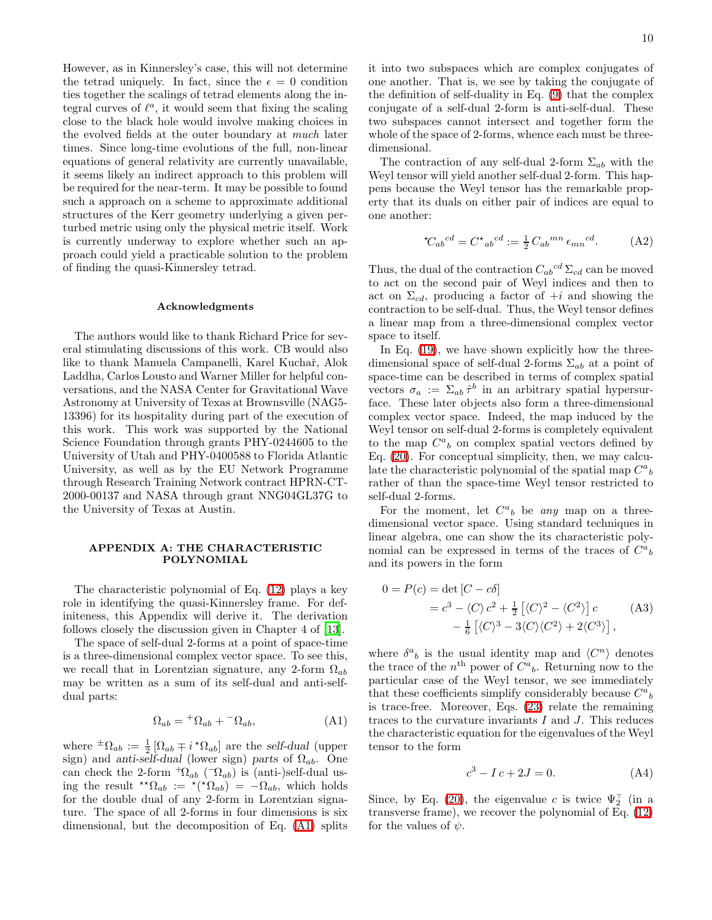However, as in Kinnersley's case, this will not determine the tetrad uniquely. In fact, since the $\epsilon = 0$ condition ties together the scalings of tetrad elements along the integral curves of $\ell^a$, it would seem that fixing the scaling close to the black hole would involve making choices in the evolved fields at the outer boundary at *much* later times. Since long-time evolutions of the full, non-linear equations of general relativity are currently unavailable, it seems likely an indirect approach to this problem will be required for the near-term. It may be possible to found such a approach on a scheme to approximate additional structures of the Kerr geometry underlying a given perturbed metric using only the physical metric itself. Work is currently underway to explore whether such an approach could yield a practicable solution to the problem of finding the quasi-Kinnersley tetrad.

### Acknowledgments

The authors would like to thank Richard Price for several stimulating discussions of this work. CB would also like to thank Manuela Campanelli, Karel Kuchař, Alok Laddha, Carlos Lousto and Warner Miller for helpful conversations, and the NASA Center for Gravitational Wave Astronomy at University of Texas at Brownsville (NAG5-13396) for its hospitality during part of the execution of this work. This work was supported by the National Science Foundation through grants PHY-0244605 to the University of Utah and PHY-0400588 to Florida Atlantic University, as well as by the EU Network Programme through Research Training Network contract HPRN-CT-2000-00137 and NASA through grant NNG04GL37G to the University of Texas at Austin.

## APPENDIX A: THE CHARACTERISTIC POLYNOMIAL

The characteristic polynomial of Eq. (12) plays a key role in identifying the quasi-Kinnersley frame. For definiteness, this Appendix will derive it. The derivation follows closely the discussion given in Chapter 4 of [13].

The space of self-dual 2-forms at a point of space-time is a three-dimensional complex vector space. To see this, we recall that in Lorentzian signature, any 2-form $\Omega_{ab}$ may be written as a sum of its self-dual and anti-self-dual parts:

$$\Omega_{ab} = {}^{+}\Omega_{ab} + {}^{-}\Omega_{ab}, \tag{A1}$$

where ${}^{\pm}\Omega_{ab} := \frac{1}{2}\left[\Omega_{ab} \mp i\, {}^{\star}\Omega_{ab}\right]$ are the *self-dual* (upper sign) and *anti-self-dual* (lower sign) *parts* of $\Omega_{ab}$. One can check the 2-form ${}^{+}\Omega_{ab}$ (${}^{-}\Omega_{ab}$) is (anti-)self-dual using the result ${}^{\star\star}\Omega_{ab} := {}^{\star}({}^{\star}\Omega_{ab}) = -\Omega_{ab}$, which holds for the double dual of any 2-form in Lorentzian signature. The space of all 2-forms in four dimensions is six dimensional, but the decomposition of Eq. (A1) splits it into two subspaces which are complex conjugates of one another. That is, we see by taking the conjugate of the definition of self-duality in Eq. (9) that the complex conjugate of a self-dual 2-form is anti-self-dual. These two subspaces cannot intersect and together form the whole of the space of 2-forms, whence each must be three-dimensional.

The contraction of any self-dual 2-form $\Sigma_{ab}$ with the Weyl tensor will yield another self-dual 2-form. This happens because the Weyl tensor has the remarkable property that its duals on either pair of indices are equal to one another:

$${}^{\star}C_{ab}{}^{cd} = C^{\star}{}_{ab}{}^{cd} := \tfrac{1}{2}\, C_{ab}{}^{mn}\, \epsilon_{mn}{}^{cd}. \tag{A2}$$

Thus, the dual of the contraction $C_{ab}{}^{cd}\,\Sigma_{cd}$ can be moved to act on the second pair of Weyl indices and then to act on $\Sigma_{cd}$, producing a factor of $+i$ and showing the contraction to be self-dual. Thus, the Weyl tensor defines a linear map from a three-dimensional complex vector space to itself.

In Eq. (19), we have shown explicitly how the three-dimensional space of self-dual 2-forms $\Sigma_{ab}$ at a point of space-time can be described in terms of complex spatial vectors $\sigma_a := \Sigma_{ab}\,\hat{\tau}^b$ in an arbitrary spatial hypersurface. These later objects also form a three-dimensional complex vector space. Indeed, the map induced by the Weyl tensor on self-dual 2-forms is completely equivalent to the map $C^a{}_b$ on complex spatial vectors defined by Eq. (20). For conceptual simplicity, then, we may calculate the characteristic polynomial of the spatial map $C^a{}_b$ rather of than the space-time Weyl tensor restricted to self-dual 2-forms.

For the moment, let $C^a{}_b$ be *any* map on a three-dimensional vector space. Using standard techniques in linear algebra, one can show the its characteristic polynomial can be expressed in terms of the traces of $C^a{}_b$ and its powers in the form

$$\begin{aligned} 0 = P(c) &= \det\left[C - c\delta\right] \\ &= c^3 - \langle C\rangle\, c^2 + \tfrac{1}{2}\left[\langle C\rangle^2 - \langle C^2\rangle\right] c \\ &\quad - \tfrac{1}{6}\left[\langle C\rangle^3 - 3\langle C\rangle\langle C^2\rangle + 2\langle C^3\rangle\right], \end{aligned} \tag{A3}$$

where $\delta^a{}_b$ is the usual identity map and $\langle C^n\rangle$ denotes the trace of the $n^{\text{th}}$ power of $C^a{}_b$. Returning now to the particular case of the Weyl tensor, we see immediately that these coefficients simplify considerably because $C^a{}_b$ is trace-free. Moreover, Eqs. (23) relate the remaining traces to the curvature invariants $I$ and $J$. This reduces the characteristic equation for the eigenvalues of the Weyl tensor to the form

$$c^3 - I\, c + 2J = 0. \tag{A4}$$

Since, by Eq. (20), the eigenvalue $c$ is twice $\Psi_2^{\mathsf{T}}$ (in a transverse frame), we recover the polynomial of Eq. (12) for the values of $\psi$.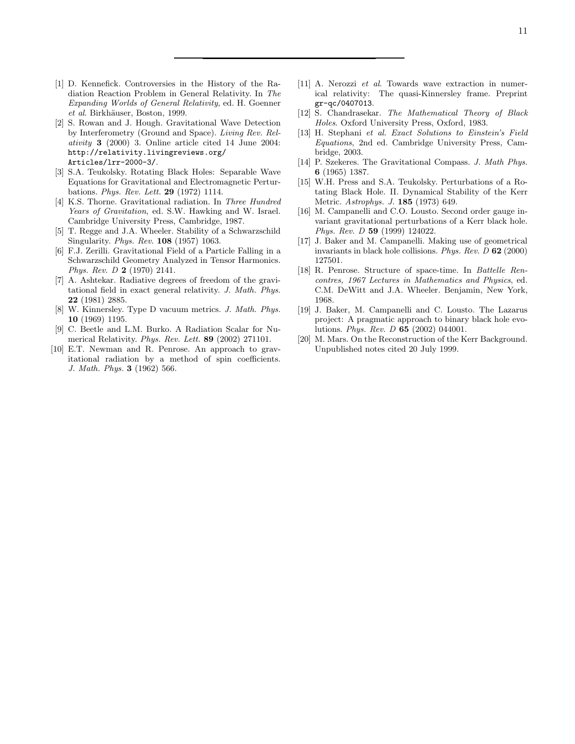---

[1] D. Kennefick. Controversies in the History of the Radiation Reaction Problem in General Relativity. In *The Expanding Worlds of General Relativity*, ed. H. Goenner *et al*. Birkhäuser, Boston, 1999.

[2] S. Rowan and J. Hough. Gravitational Wave Detection by Interferometry (Ground and Space). *Living Rev. Relativity* **3** (2000) 3. Online article cited 14 June 2004: `http://relativity.livingreviews.org/Articles/lrr-2000-3/`.

[3] S.A. Teukolsky. Rotating Black Holes: Separable Wave Equations for Gravitational and Electromagnetic Perturbations. *Phys. Rev. Lett.* **29** (1972) 1114.

[4] K.S. Thorne. Gravitational radiation. In *Three Hundred Years of Gravitation*, ed. S.W. Hawking and W. Israel. Cambridge University Press, Cambridge, 1987.

[5] T. Regge and J.A. Wheeler. Stability of a Schwarzschild Singularity. *Phys. Rev.* **108** (1957) 1063.

[6] F.J. Zerilli. Gravitational Field of a Particle Falling in a Schwarzschild Geometry Analyzed in Tensor Harmonics. *Phys. Rev. D* **2** (1970) 2141.

[7] A. Ashtekar. Radiative degrees of freedom of the gravitational field in exact general relativity. *J. Math. Phys.* **22** (1981) 2885.

[8] W. Kinnersley. Type D vacuum metrics. *J. Math. Phys.* **10** (1969) 1195.

[9] C. Beetle and L.M. Burko. A Radiation Scalar for Numerical Relativity. *Phys. Rev. Lett.* **89** (2002) 271101.

[10] E.T. Newman and R. Penrose. An approach to gravitational radiation by a method of spin coefficients. *J. Math. Phys.* **3** (1962) 566.

[11] A. Nerozzi *et al*. Towards wave extraction in numerical relativity: The quasi-Kinnersley frame. Preprint `gr-qc/0407013`.

[12] S. Chandrasekar. *The Mathematical Theory of Black Holes*. Oxford University Press, Oxford, 1983.

[13] H. Stephani *et al*. *Exact Solutions to Einstein's Field Equations*, 2nd ed. Cambridge University Press, Cambridge, 2003.

[14] P. Szekeres. The Gravitational Compass. *J. Math Phys.* **6** (1965) 1387.

[15] W.H. Press and S.A. Teukolsky. Perturbations of a Rotating Black Hole. II. Dynamical Stability of the Kerr Metric. *Astrophys. J.* **185** (1973) 649.

[16] M. Campanelli and C.O. Lousto. Second order gauge invariant gravitational perturbations of a Kerr black hole. *Phys. Rev. D* **59** (1999) 124022.

[17] J. Baker and M. Campanelli. Making use of geometrical invariants in black hole collisions. *Phys. Rev. D* **62** (2000) 127501.

[18] R. Penrose. Structure of space-time. In *Battelle Rencontres, 1967 Lectures in Mathematics and Physics*, ed. C.M. DeWitt and J.A. Wheeler. Benjamin, New York, 1968.

[19] J. Baker, M. Campanelli and C. Lousto. The Lazarus project: A pragmatic approach to binary black hole evolutions. *Phys. Rev. D* **65** (2002) 044001.

[20] M. Mars. On the Reconstruction of the Kerr Background. Unpublished notes cited 20 July 1999.